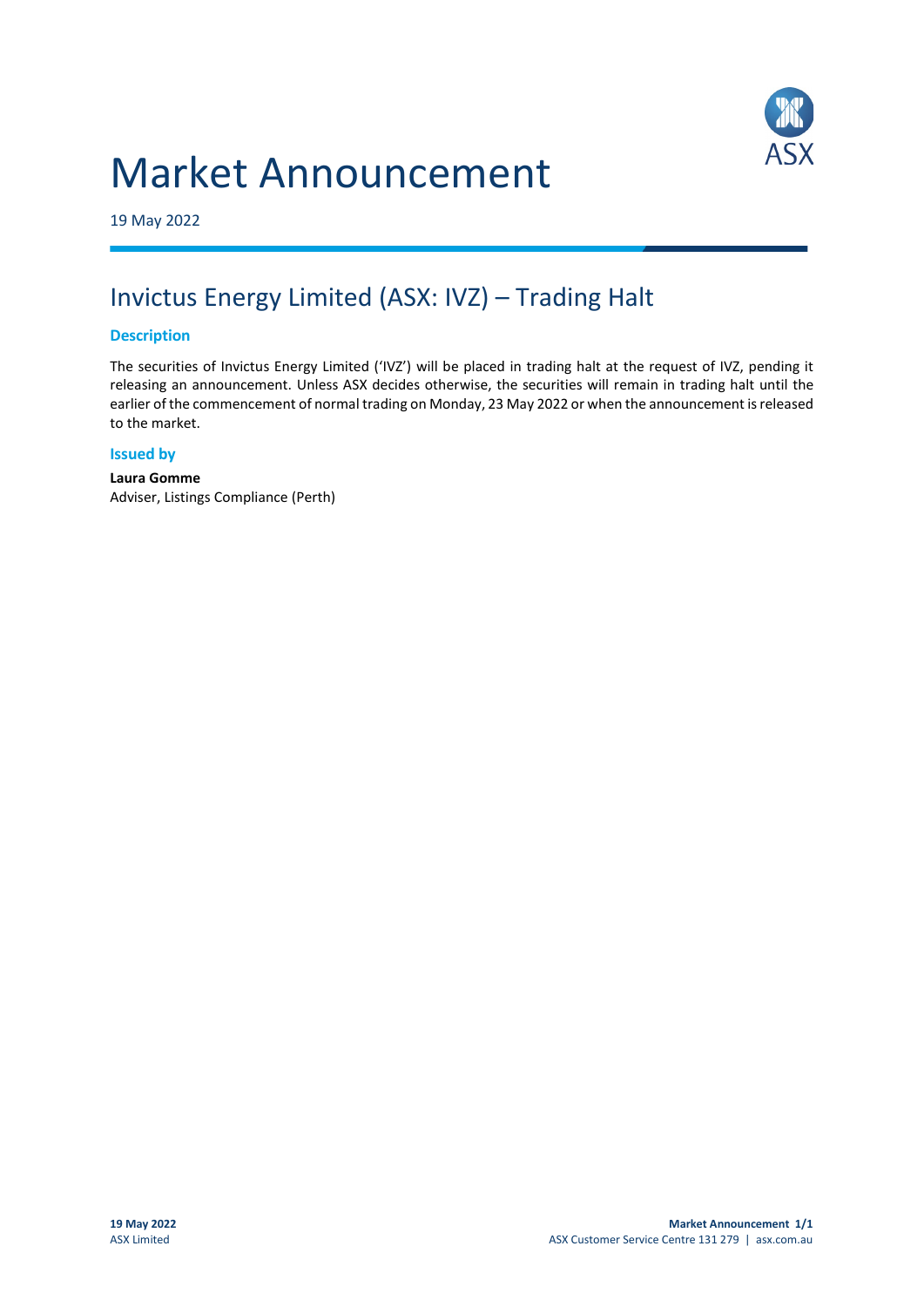# Market Announcement

19 May 2022

## Invictus Energy Limited (ASX: IVZ) – Trading Halt

### Description

The securities of Invictus Energy Limited ('IVZ') will be placed in trading halt at the request of IVZ, pending it releasing an announcement. Unless ASX decides otherwise, the securities will remain in trading halt until the earlier of the commencement of normal trading on Monday, 23 May 2022 or when the announcement is released to the market.

### Issued by

**Laura Gomme**
Adviser, Listings Compliance (Perth)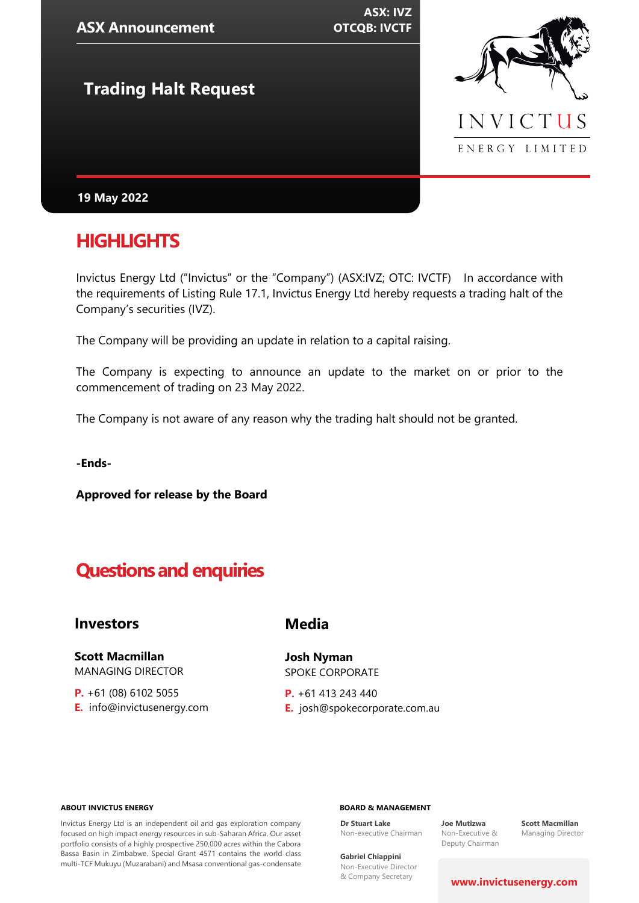**ASX Announcement**

**ASX: IVZ**
**OTCQB: IVCTF**

# Trading Halt Request

INVICTUS ENERGY LIMITED

**19 May 2022**

## HIGHLIGHTS

Invictus Energy Ltd ("Invictus" or the "Company") (ASX:IVZ; OTC: IVCTF)   In accordance with the requirements of Listing Rule 17.1, Invictus Energy Ltd hereby requests a trading halt of the Company's securities (IVZ).

The Company will be providing an update in relation to a capital raising.

The Company is expecting to announce an update to the market on or prior to the commencement of trading on 23 May 2022.

The Company is not aware of any reason why the trading halt should not be granted.

**-Ends-**

**Approved for release by the Board**

## Questions and enquiries

### Investors

**Scott Macmillan**
MANAGING DIRECTOR

**P.** +61 (08) 6102 5055
**E.** info@invictusenergy.com

### Media

**Josh Nyman**
SPOKE CORPORATE

**P.** +61 413 243 440
**E.** josh@spokecorporate.com.au

**ABOUT INVICTUS ENERGY**

Invictus Energy Ltd is an independent oil and gas exploration company focused on high impact energy resources in sub-Saharan Africa. Our asset portfolio consists of a highly prospective 250,000 acres within the Cabora Bassa Basin in Zimbabwe. Special Grant 4571 contains the world class multi-TCF Mukuyu (Muzarabani) and Msasa conventional gas-condensate

**BOARD & MANAGEMENT**

**Dr Stuart Lake**
Non-executive Chairman

**Joe Mutizwa**
Non-Executive & Deputy Chairman

**Scott Macmillan**
Managing Director

**Gabriel Chiappini**
Non-Executive Director & Company Secretary

**www.invictusenergy.com**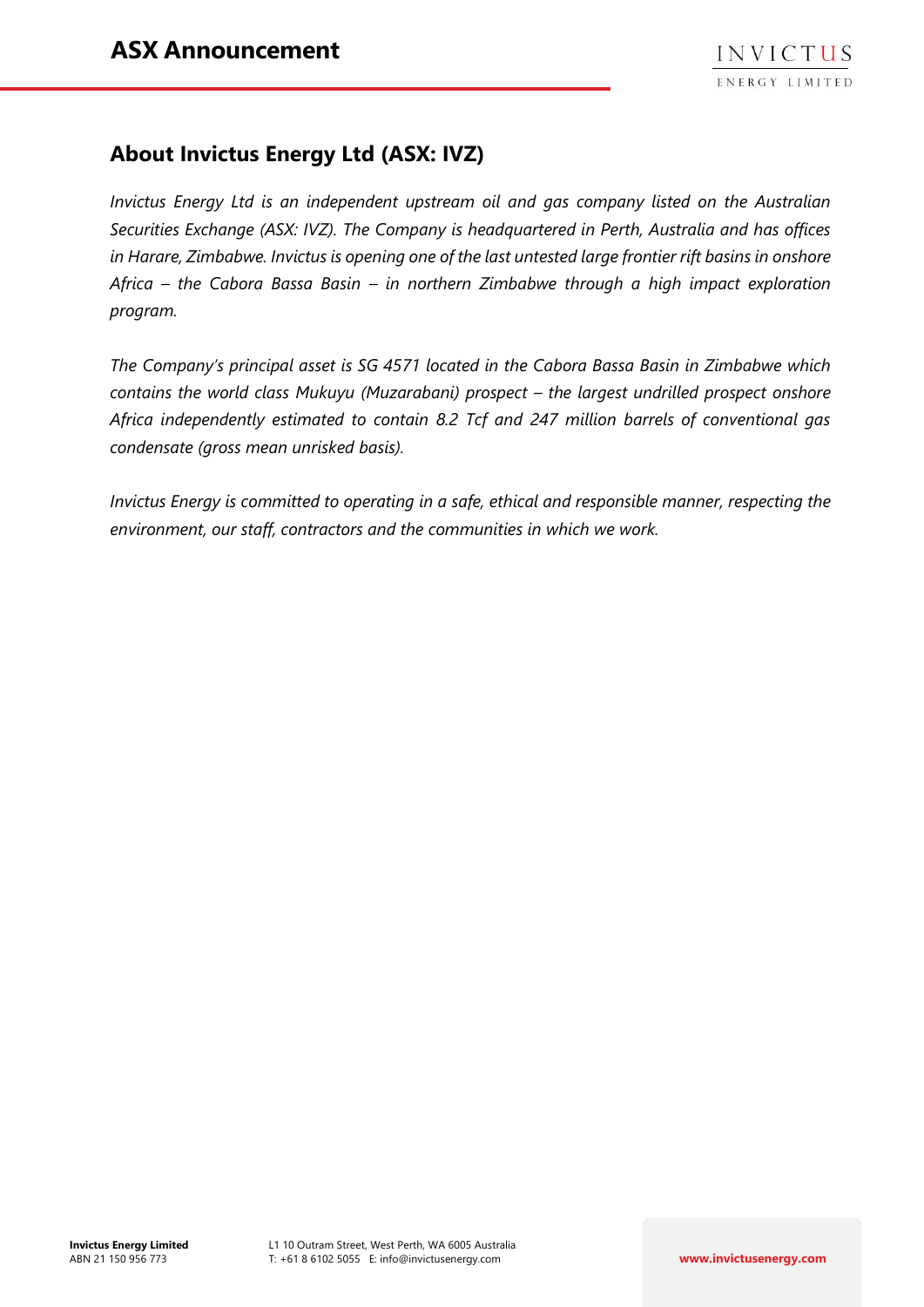## About Invictus Energy Ltd (ASX: IVZ)

*Invictus Energy Ltd is an independent upstream oil and gas company listed on the Australian Securities Exchange (ASX: IVZ). The Company is headquartered in Perth, Australia and has offices in Harare, Zimbabwe. Invictus is opening one of the last untested large frontier rift basins in onshore Africa – the Cabora Bassa Basin – in northern Zimbabwe through a high impact exploration program.*

*The Company's principal asset is SG 4571 located in the Cabora Bassa Basin in Zimbabwe which contains the world class Mukuyu (Muzarabani) prospect – the largest undrilled prospect onshore Africa independently estimated to contain 8.2 Tcf and 247 million barrels of conventional gas condensate (gross mean unrisked basis).*

*Invictus Energy is committed to operating in a safe, ethical and responsible manner, respecting the environment, our staff, contractors and the communities in which we work.*